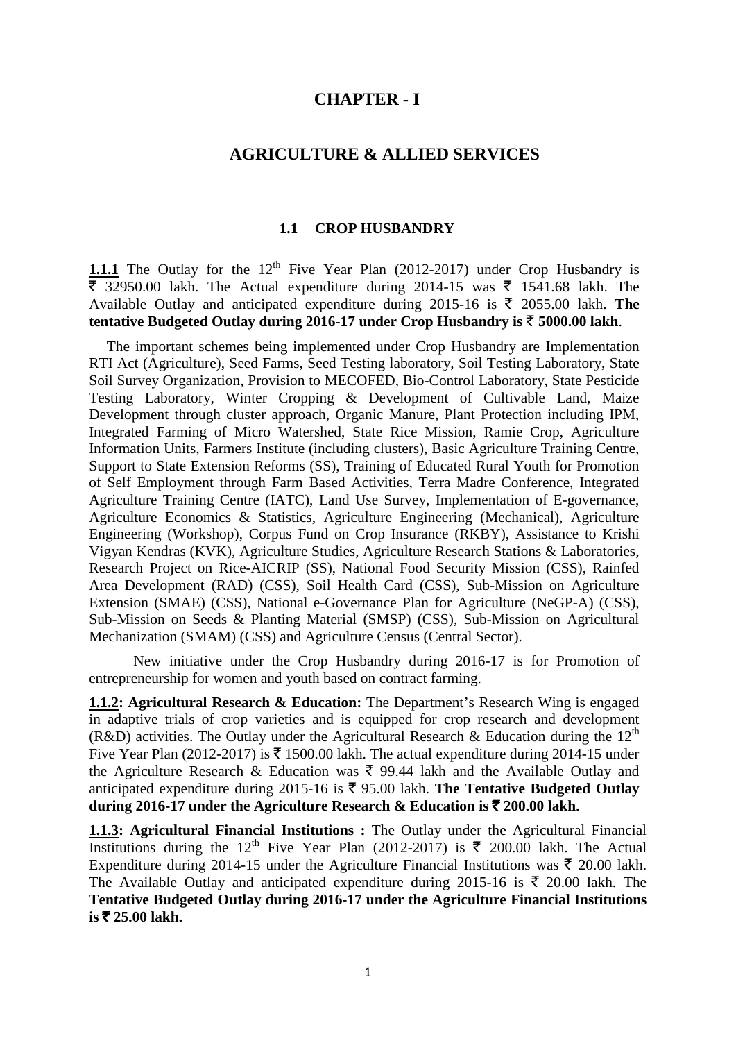# CHAPTER - I

# AGRICULTURE & ALLIED SERVICES

## 1.1 CROP HUSBANDRY

**1.1.1** The Outlay for the 12th Five Year Plan (2012-2017) under Crop Husbandry is ₹ 32950.00 lakh. The Actual expenditure during 2014-15 was ₹ 1541.68 lakh. The Available Outlay and anticipated expenditure during 2015-16 is ₹ 2055.00 lakh. **The tentative Budgeted Outlay during 2016-17 under Crop Husbandry is ₹ 5000.00 lakh**.

The important schemes being implemented under Crop Husbandry are Implementation RTI Act (Agriculture), Seed Farms, Seed Testing laboratory, Soil Testing Laboratory, State Soil Survey Organization, Provision to MECOFED, Bio-Control Laboratory, State Pesticide Testing Laboratory, Winter Cropping & Development of Cultivable Land, Maize Development through cluster approach, Organic Manure, Plant Protection including IPM, Integrated Farming of Micro Watershed, State Rice Mission, Ramie Crop, Agriculture Information Units, Farmers Institute (including clusters), Basic Agriculture Training Centre, Support to State Extension Reforms (SS), Training of Educated Rural Youth for Promotion of Self Employment through Farm Based Activities, Terra Madre Conference, Integrated Agriculture Training Centre (IATC), Land Use Survey, Implementation of E-governance, Agriculture Economics & Statistics, Agriculture Engineering (Mechanical), Agriculture Engineering (Workshop), Corpus Fund on Crop Insurance (RKBY), Assistance to Krishi Vigyan Kendras (KVK), Agriculture Studies, Agriculture Research Stations & Laboratories, Research Project on Rice-AICRIP (SS), National Food Security Mission (CSS), Rainfed Area Development (RAD) (CSS), Soil Health Card (CSS), Sub-Mission on Agriculture Extension (SMAE) (CSS), National e-Governance Plan for Agriculture (NeGP-A) (CSS), Sub-Mission on Seeds & Planting Material (SMSP) (CSS), Sub-Mission on Agricultural Mechanization (SMAM) (CSS) and Agriculture Census (Central Sector).

New initiative under the Crop Husbandry during 2016-17 is for Promotion of entrepreneurship for women and youth based on contract farming.

**1.1.2: Agricultural Research & Education:** The Department's Research Wing is engaged in adaptive trials of crop varieties and is equipped for crop research and development (R&D) activities. The Outlay under the Agricultural Research & Education during the 12th Five Year Plan (2012-2017) is ₹ 1500.00 lakh. The actual expenditure during 2014-15 under the Agriculture Research & Education was ₹ 99.44 lakh and the Available Outlay and anticipated expenditure during 2015-16 is ₹ 95.00 lakh. **The Tentative Budgeted Outlay during 2016-17 under the Agriculture Research & Education is ₹ 200.00 lakh.**

**1.1.3: Agricultural Financial Institutions :** The Outlay under the Agricultural Financial Institutions during the 12th Five Year Plan (2012-2017) is ₹ 200.00 lakh. The Actual Expenditure during 2014-15 under the Agriculture Financial Institutions was ₹ 20.00 lakh. The Available Outlay and anticipated expenditure during 2015-16 is ₹ 20.00 lakh. The **Tentative Budgeted Outlay during 2016-17 under the Agriculture Financial Institutions is ₹ 25.00 lakh.**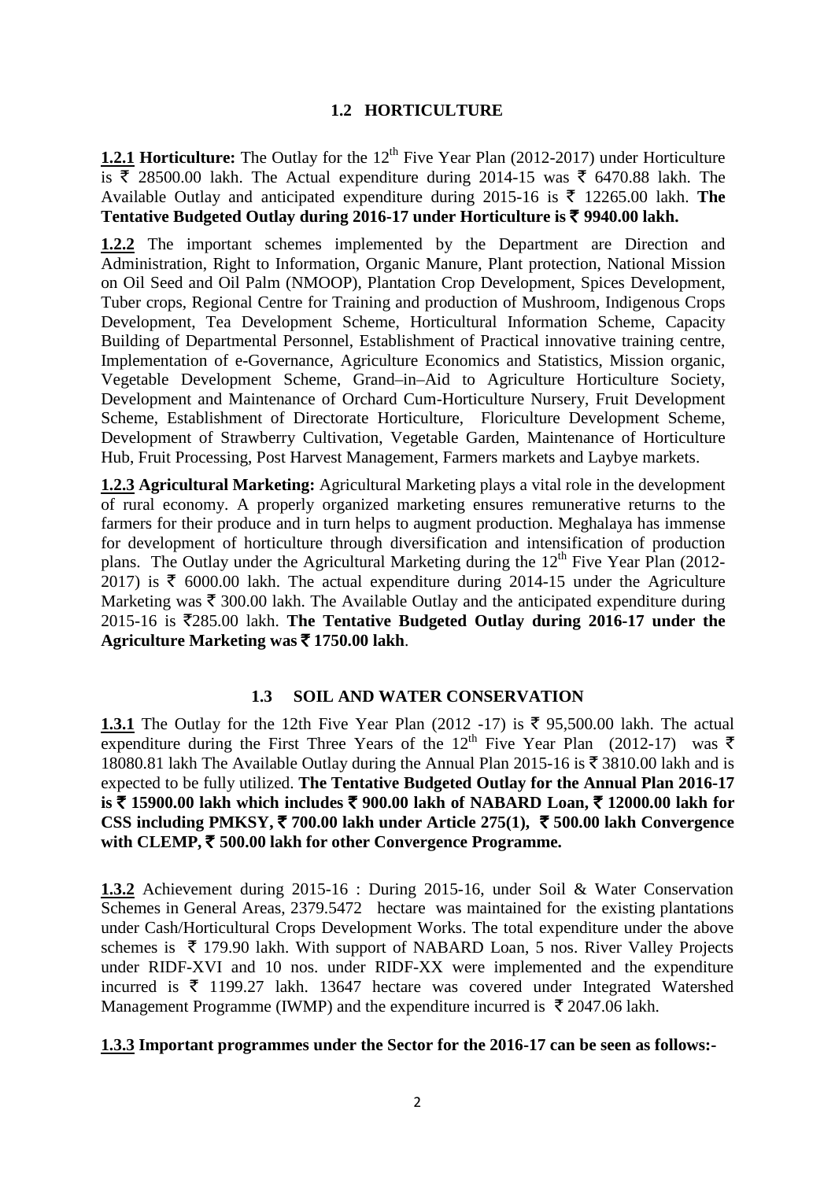## 1.2 HORTICULTURE

**1.2.1 Horticulture:** The Outlay for the 12th Five Year Plan (2012-2017) under Horticulture is ₹ 28500.00 lakh. The Actual expenditure during 2014-15 was ₹ 6470.88 lakh. The Available Outlay and anticipated expenditure during 2015-16 is ₹ 12265.00 lakh. **The Tentative Budgeted Outlay during 2016-17 under Horticulture is ₹ 9940.00 lakh.**

**1.2.2** The important schemes implemented by the Department are Direction and Administration, Right to Information, Organic Manure, Plant protection, National Mission on Oil Seed and Oil Palm (NMOOP), Plantation Crop Development, Spices Development, Tuber crops, Regional Centre for Training and production of Mushroom, Indigenous Crops Development, Tea Development Scheme, Horticultural Information Scheme, Capacity Building of Departmental Personnel, Establishment of Practical innovative training centre, Implementation of e-Governance, Agriculture Economics and Statistics, Mission organic, Vegetable Development Scheme, Grand–in–Aid to Agriculture Horticulture Society, Development and Maintenance of Orchard Cum-Horticulture Nursery, Fruit Development Scheme, Establishment of Directorate Horticulture, Floriculture Development Scheme, Development of Strawberry Cultivation, Vegetable Garden, Maintenance of Horticulture Hub, Fruit Processing, Post Harvest Management, Farmers markets and Laybye markets.

**1.2.3 Agricultural Marketing:** Agricultural Marketing plays a vital role in the development of rural economy. A properly organized marketing ensures remunerative returns to the farmers for their produce and in turn helps to augment production. Meghalaya has immense for development of horticulture through diversification and intensification of production plans. The Outlay under the Agricultural Marketing during the 12th Five Year Plan (2012-2017) is ₹ 6000.00 lakh. The actual expenditure during 2014-15 under the Agriculture Marketing was ₹ 300.00 lakh. The Available Outlay and the anticipated expenditure during 2015-16 is ₹285.00 lakh. **The Tentative Budgeted Outlay during 2016-17 under the Agriculture Marketing was ₹ 1750.00 lakh**.

## 1.3 SOIL AND WATER CONSERVATION

**1.3.1** The Outlay for the 12th Five Year Plan (2012 -17) is ₹ 95,500.00 lakh. The actual expenditure during the First Three Years of the 12th Five Year Plan (2012-17) was ₹ 18080.81 lakh The Available Outlay during the Annual Plan 2015-16 is ₹ 3810.00 lakh and is expected to be fully utilized. **The Tentative Budgeted Outlay for the Annual Plan 2016-17 is ₹ 15900.00 lakh which includes ₹ 900.00 lakh of NABARD Loan, ₹ 12000.00 lakh for CSS including PMKSY, ₹ 700.00 lakh under Article 275(1), ₹ 500.00 lakh Convergence with CLEMP, ₹ 500.00 lakh for other Convergence Programme.**

**1.3.2** Achievement during 2015-16 : During 2015-16, under Soil & Water Conservation Schemes in General Areas, 2379.5472 hectare was maintained for the existing plantations under Cash/Horticultural Crops Development Works. The total expenditure under the above schemes is ₹ 179.90 lakh. With support of NABARD Loan, 5 nos. River Valley Projects under RIDF-XVI and 10 nos. under RIDF-XX were implemented and the expenditure incurred is ₹ 1199.27 lakh. 13647 hectare was covered under Integrated Watershed Management Programme (IWMP) and the expenditure incurred is ₹ 2047.06 lakh.

**1.3.3 Important programmes under the Sector for the 2016-17 can be seen as follows:-**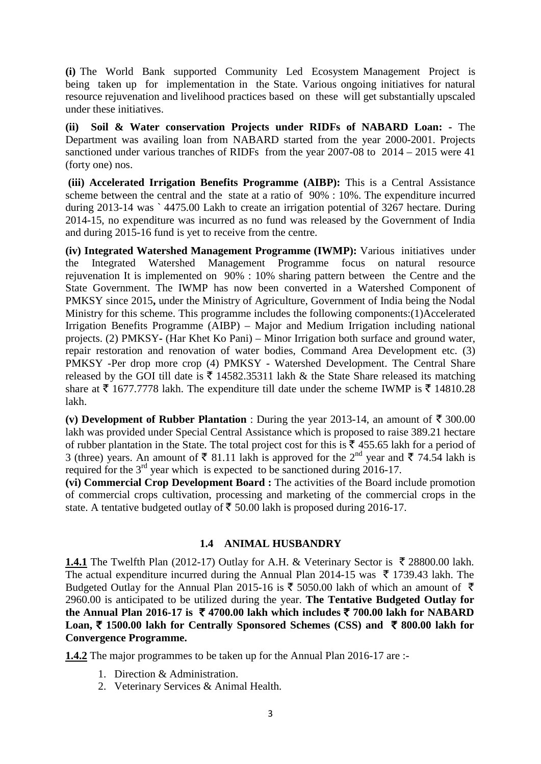**(i)** The World Bank supported Community Led Ecosystem Management Project is being taken up for implementation in the State. Various ongoing initiatives for natural resource rejuvenation and livelihood practices based on these will get substantially upscaled under these initiatives.

**(ii) Soil & Water conservation Projects under RIDFs of NABARD Loan: -** The Department was availing loan from NABARD started from the year 2000-2001. Projects sanctioned under various tranches of RIDFs from the year 2007-08 to 2014 – 2015 were 41 (forty one) nos.

**(iii) Accelerated Irrigation Benefits Programme (AIBP):** This is a Central Assistance scheme between the central and the state at a ratio of 90% : 10%. The expenditure incurred during 2013-14 was ` 4475.00 Lakh to create an irrigation potential of 3267 hectare. During 2014-15, no expenditure was incurred as no fund was released by the Government of India and during 2015-16 fund is yet to receive from the centre.

**(iv) Integrated Watershed Management Programme (IWMP):** Various initiatives under the Integrated Watershed Management Programme focus on natural resource rejuvenation It is implemented on 90% : 10% sharing pattern between the Centre and the State Government. The IWMP has now been converted in a Watershed Component of PMKSY since 2015**,** under the Ministry of Agriculture, Government of India being the Nodal Ministry for this scheme. This programme includes the following components:(1)Accelerated Irrigation Benefits Programme (AIBP) – Major and Medium Irrigation including national projects. (2) PMKSY- (Har Khet Ko Pani) – Minor Irrigation both surface and ground water, repair restoration and renovation of water bodies, Command Area Development etc. (3) PMKSY -Per drop more crop (4) PMKSY - Watershed Development. The Central Share released by the GOI till date is ₹ 14582.35311 lakh & the State Share released its matching share at ₹ 1677.7778 lakh. The expenditure till date under the scheme IWMP is ₹ 14810.28 lakh.

**(v) Development of Rubber Plantation** : During the year 2013-14, an amount of ₹ 300.00 lakh was provided under Special Central Assistance which is proposed to raise 389.21 hectare of rubber plantation in the State. The total project cost for this is ₹ 455.65 lakh for a period of 3 (three) years. An amount of ₹ 81.11 lakh is approved for the 2nd year and ₹ 74.54 lakh is required for the 3rd year which is expected to be sanctioned during 2016-17.

**(vi) Commercial Crop Development Board :** The activities of the Board include promotion of commercial crops cultivation, processing and marketing of the commercial crops in the state. A tentative budgeted outlay of ₹ 50.00 lakh is proposed during 2016-17.

## 1.4 ANIMAL HUSBANDRY

**1.4.1** The Twelfth Plan (2012-17) Outlay for A.H. & Veterinary Sector is ₹ 28800.00 lakh. The actual expenditure incurred during the Annual Plan 2014-15 was ₹ 1739.43 lakh. The Budgeted Outlay for the Annual Plan 2015-16 is ₹ 5050.00 lakh of which an amount of ₹ 2960.00 is anticipated to be utilized during the year. **The Tentative Budgeted Outlay for the Annual Plan 2016-17 is ₹ 4700.00 lakh which includes ₹ 700.00 lakh for NABARD Loan, ₹ 1500.00 lakh for Centrally Sponsored Schemes (CSS) and ₹ 800.00 lakh for Convergence Programme.**

**1.4.2** The major programmes to be taken up for the Annual Plan 2016-17 are :-

1. Direction & Administration.
2. Veterinary Services & Animal Health.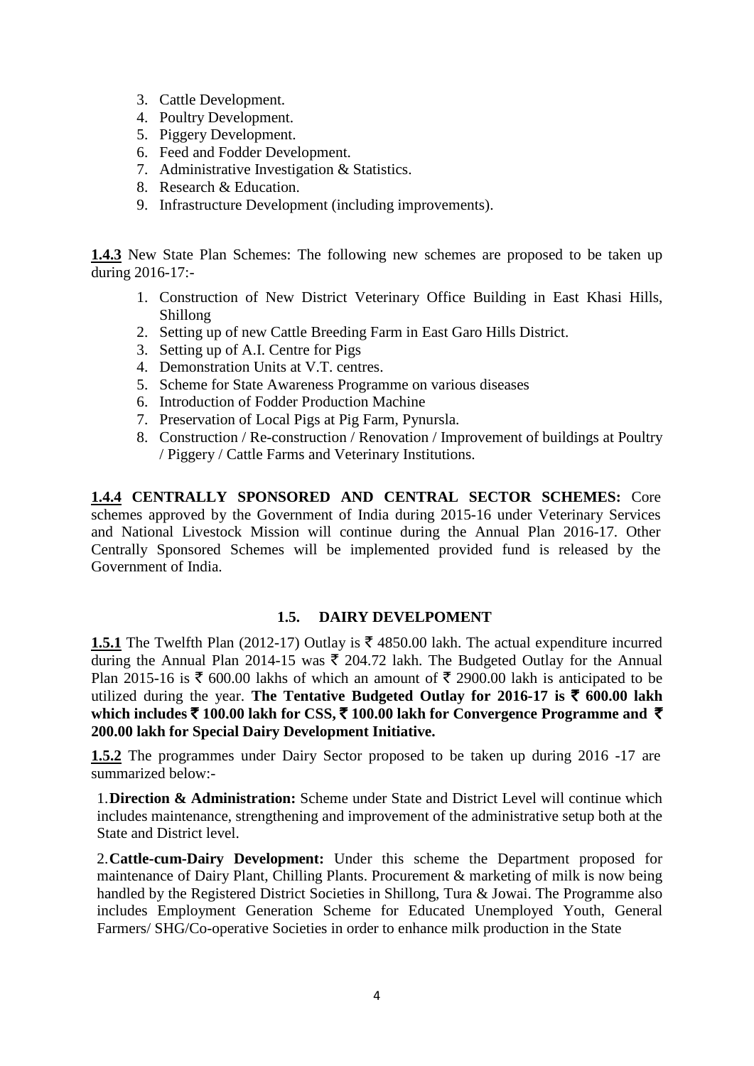3. Cattle Development.
4. Poultry Development.
5. Piggery Development.
6. Feed and Fodder Development.
7. Administrative Investigation & Statistics.
8. Research & Education.
9. Infrastructure Development (including improvements).

**1.4.3** New State Plan Schemes: The following new schemes are proposed to be taken up during 2016-17:-

1. Construction of New District Veterinary Office Building in East Khasi Hills, Shillong
2. Setting up of new Cattle Breeding Farm in East Garo Hills District.
3. Setting up of A.I. Centre for Pigs
4. Demonstration Units at V.T. centres.
5. Scheme for State Awareness Programme on various diseases
6. Introduction of Fodder Production Machine
7. Preservation of Local Pigs at Pig Farm, Pynursla.
8. Construction / Re-construction / Renovation / Improvement of buildings at Poultry / Piggery / Cattle Farms and Veterinary Institutions.

**1.4.4 CENTRALLY SPONSORED AND CENTRAL SECTOR SCHEMES:** Core schemes approved by the Government of India during 2015-16 under Veterinary Services and National Livestock Mission will continue during the Annual Plan 2016-17. Other Centrally Sponsored Schemes will be implemented provided fund is released by the Government of India.

## 1.5. DAIRY DEVELPOMENT

**1.5.1** The Twelfth Plan (2012-17) Outlay is ₹ 4850.00 lakh. The actual expenditure incurred during the Annual Plan 2014-15 was ₹ 204.72 lakh. The Budgeted Outlay for the Annual Plan 2015-16 is ₹ 600.00 lakhs of which an amount of ₹ 2900.00 lakh is anticipated to be utilized during the year. **The Tentative Budgeted Outlay for 2016-17 is ₹ 600.00 lakh which includes ₹ 100.00 lakh for CSS, ₹ 100.00 lakh for Convergence Programme and ₹ 200.00 lakh for Special Dairy Development Initiative.**

**1.5.2** The programmes under Dairy Sector proposed to be taken up during 2016 -17 are summarized below:-

1. **Direction & Administration:** Scheme under State and District Level will continue which includes maintenance, strengthening and improvement of the administrative setup both at the State and District level.

2. **Cattle-cum-Dairy Development:** Under this scheme the Department proposed for maintenance of Dairy Plant, Chilling Plants. Procurement & marketing of milk is now being handled by the Registered District Societies in Shillong, Tura & Jowai. The Programme also includes Employment Generation Scheme for Educated Unemployed Youth, General Farmers/ SHG/Co-operative Societies in order to enhance milk production in the State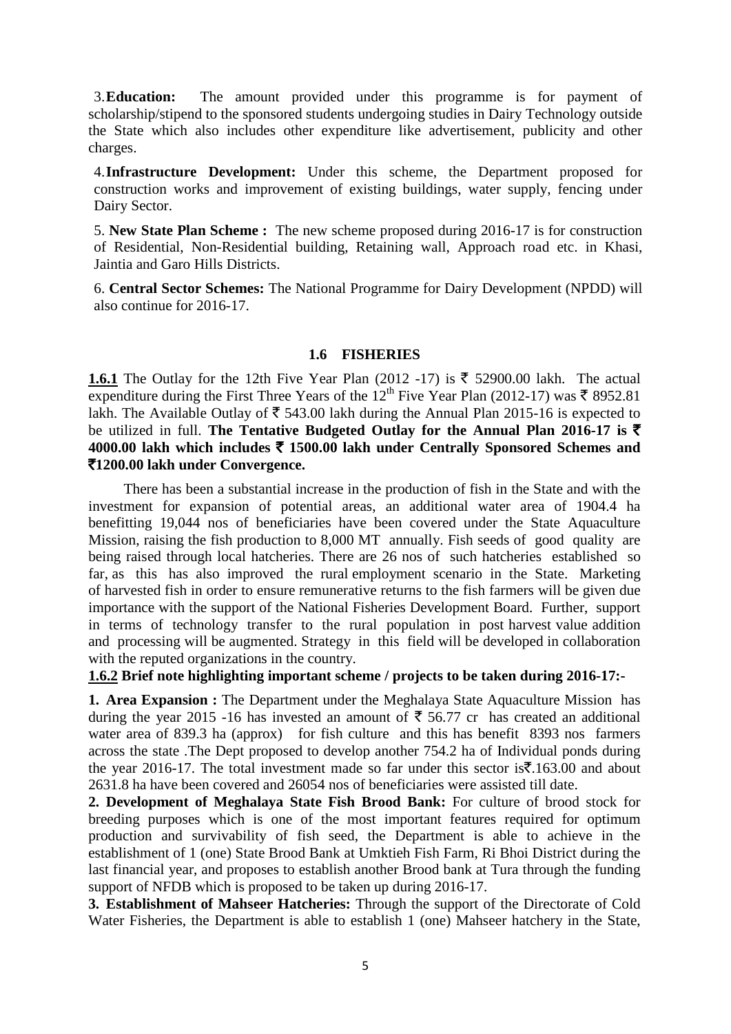3. **Education:** The amount provided under this programme is for payment of scholarship/stipend to the sponsored students undergoing studies in Dairy Technology outside the State which also includes other expenditure like advertisement, publicity and other charges.

4. **Infrastructure Development:** Under this scheme, the Department proposed for construction works and improvement of existing buildings, water supply, fencing under Dairy Sector.

5. **New State Plan Scheme :** The new scheme proposed during 2016-17 is for construction of Residential, Non-Residential building, Retaining wall, Approach road etc. in Khasi, Jaintia and Garo Hills Districts.

6. **Central Sector Schemes:** The National Programme for Dairy Development (NPDD) will also continue for 2016-17.

## 1.6 FISHERIES

**1.6.1** The Outlay for the 12th Five Year Plan (2012 -17) is ₹ 52900.00 lakh. The actual expenditure during the First Three Years of the 12th Five Year Plan (2012-17) was ₹ 8952.81 lakh. The Available Outlay of ₹ 543.00 lakh during the Annual Plan 2015-16 is expected to be utilized in full. **The Tentative Budgeted Outlay for the Annual Plan 2016-17 is ₹ 4000.00 lakh which includes ₹ 1500.00 lakh under Centrally Sponsored Schemes and ₹1200.00 lakh under Convergence.**

There has been a substantial increase in the production of fish in the State and with the investment for expansion of potential areas, an additional water area of 1904.4 ha benefitting 19,044 nos of beneficiaries have been covered under the State Aquaculture Mission, raising the fish production to 8,000 MT annually. Fish seeds of good quality are being raised through local hatcheries. There are 26 nos of such hatcheries established so far, as this has also improved the rural employment scenario in the State. Marketing of harvested fish in order to ensure remunerative returns to the fish farmers will be given due importance with the support of the National Fisheries Development Board. Further, support in terms of technology transfer to the rural population in post harvest value addition and processing will be augmented. Strategy in this field will be developed in collaboration with the reputed organizations in the country.

**1.6.2 Brief note highlighting important scheme / projects to be taken during 2016-17:-**

**1. Area Expansion :** The Department under the Meghalaya State Aquaculture Mission has during the year 2015 -16 has invested an amount of ₹ 56.77 cr has created an additional water area of 839.3 ha (approx) for fish culture and this has benefit 8393 nos farmers across the state .The Dept proposed to develop another 754.2 ha of Individual ponds during the year 2016-17. The total investment made so far under this sector is₹.163.00 and about 2631.8 ha have been covered and 26054 nos of beneficiaries were assisted till date.

**2. Development of Meghalaya State Fish Brood Bank:** For culture of brood stock for breeding purposes which is one of the most important features required for optimum production and survivability of fish seed, the Department is able to achieve in the establishment of 1 (one) State Brood Bank at Umktieh Fish Farm, Ri Bhoi District during the last financial year, and proposes to establish another Brood bank at Tura through the funding support of NFDB which is proposed to be taken up during 2016-17.

**3. Establishment of Mahseer Hatcheries:** Through the support of the Directorate of Cold Water Fisheries, the Department is able to establish 1 (one) Mahseer hatchery in the State,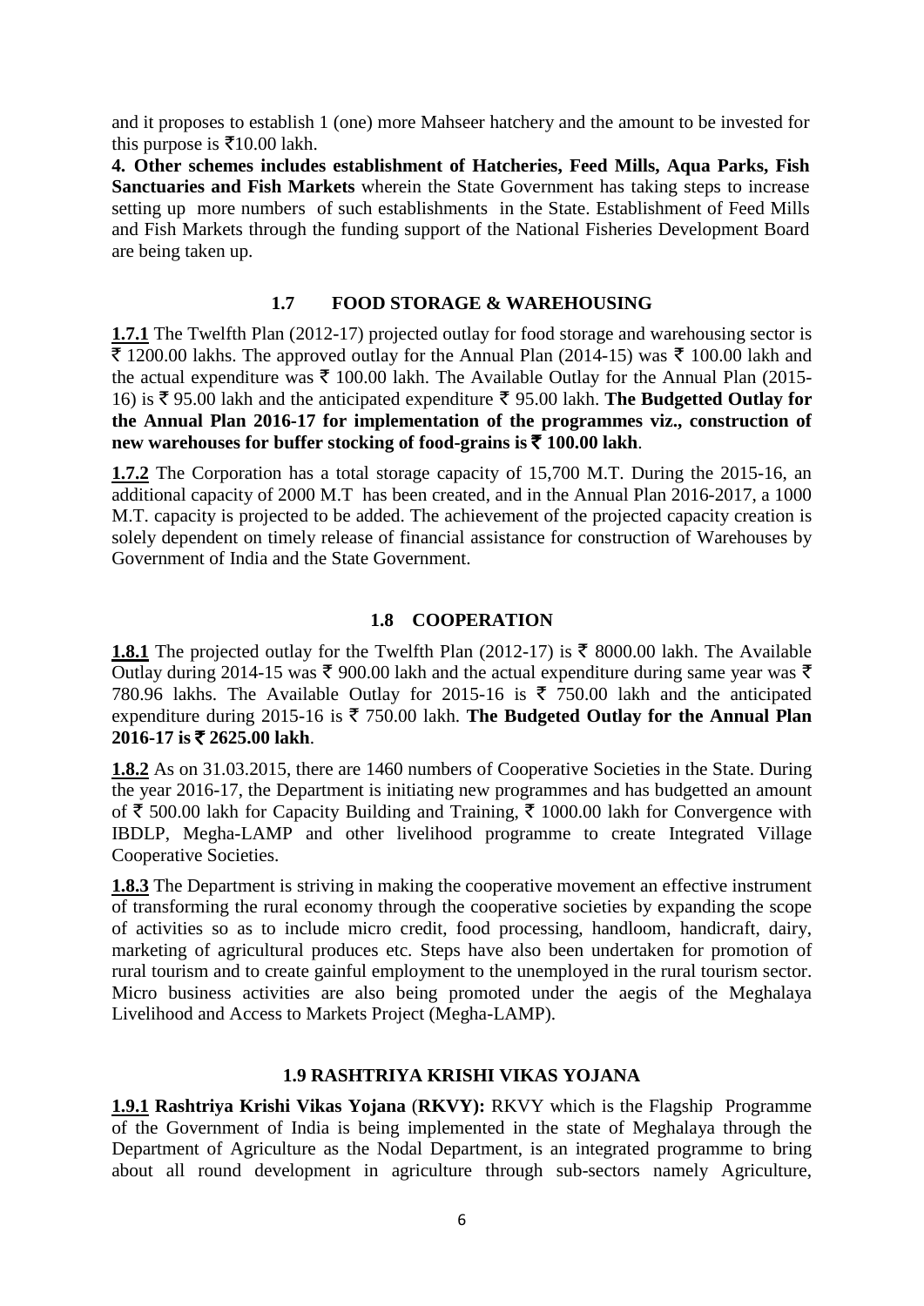and it proposes to establish 1 (one) more Mahseer hatchery and the amount to be invested for this purpose is ₹10.00 lakh.

**4. Other schemes includes establishment of Hatcheries, Feed Mills, Aqua Parks, Fish Sanctuaries and Fish Markets** wherein the State Government has taking steps to increase setting up more numbers of such establishments in the State. Establishment of Feed Mills and Fish Markets through the funding support of the National Fisheries Development Board are being taken up.

## 1.7 FOOD STORAGE & WAREHOUSING

**1.7.1** The Twelfth Plan (2012-17) projected outlay for food storage and warehousing sector is ₹ 1200.00 lakhs. The approved outlay for the Annual Plan (2014-15) was ₹ 100.00 lakh and the actual expenditure was ₹ 100.00 lakh. The Available Outlay for the Annual Plan (2015-16) is ₹ 95.00 lakh and the anticipated expenditure ₹ 95.00 lakh. **The Budgetted Outlay for the Annual Plan 2016-17 for implementation of the programmes viz., construction of new warehouses for buffer stocking of food-grains is ₹ 100.00 lakh**.

**1.7.2** The Corporation has a total storage capacity of 15,700 M.T. During the 2015-16, an additional capacity of 2000 M.T has been created, and in the Annual Plan 2016-2017, a 1000 M.T. capacity is projected to be added. The achievement of the projected capacity creation is solely dependent on timely release of financial assistance for construction of Warehouses by Government of India and the State Government.

## 1.8 COOPERATION

**1.8.1** The projected outlay for the Twelfth Plan (2012-17) is ₹ 8000.00 lakh. The Available Outlay during 2014-15 was ₹ 900.00 lakh and the actual expenditure during same year was ₹ 780.96 lakhs. The Available Outlay for 2015-16 is ₹ 750.00 lakh and the anticipated expenditure during 2015-16 is ₹ 750.00 lakh. **The Budgeted Outlay for the Annual Plan 2016-17 is ₹ 2625.00 lakh**.

**1.8.2** As on 31.03.2015, there are 1460 numbers of Cooperative Societies in the State. During the year 2016-17, the Department is initiating new programmes and has budgetted an amount of ₹ 500.00 lakh for Capacity Building and Training, ₹ 1000.00 lakh for Convergence with IBDLP, Megha-LAMP and other livelihood programme to create Integrated Village Cooperative Societies.

**1.8.3** The Department is striving in making the cooperative movement an effective instrument of transforming the rural economy through the cooperative societies by expanding the scope of activities so as to include micro credit, food processing, handloom, handicraft, dairy, marketing of agricultural produces etc. Steps have also been undertaken for promotion of rural tourism and to create gainful employment to the unemployed in the rural tourism sector. Micro business activities are also being promoted under the aegis of the Meghalaya Livelihood and Access to Markets Project (Megha-LAMP).

## 1.9 RASHTRIYA KRISHI VIKAS YOJANA

**1.9.1 Rashtriya Krishi Vikas Yojana (RKVY):** RKVY which is the Flagship Programme of the Government of India is being implemented in the state of Meghalaya through the Department of Agriculture as the Nodal Department, is an integrated programme to bring about all round development in agriculture through sub-sectors namely Agriculture,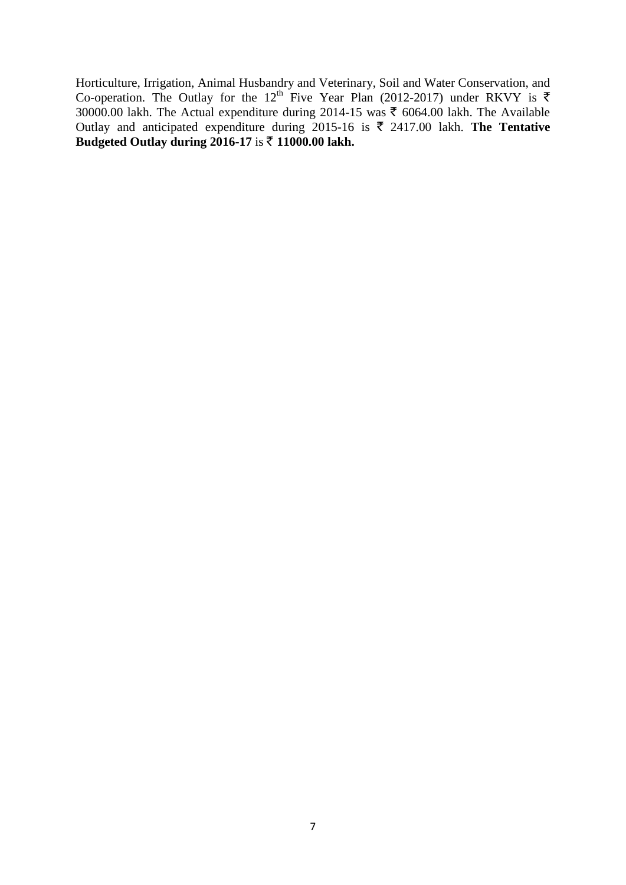Horticulture, Irrigation, Animal Husbandry and Veterinary, Soil and Water Conservation, and Co-operation. The Outlay for the 12$^{th}$ Five Year Plan (2012-2017) under RKVY is ₹ 30000.00 lakh. The Actual expenditure during 2014-15 was ₹ 6064.00 lakh. The Available Outlay and anticipated expenditure during 2015-16 is ₹ 2417.00 lakh. **The Tentative Budgeted Outlay during 2016-17** is **₹ 11000.00 lakh.**